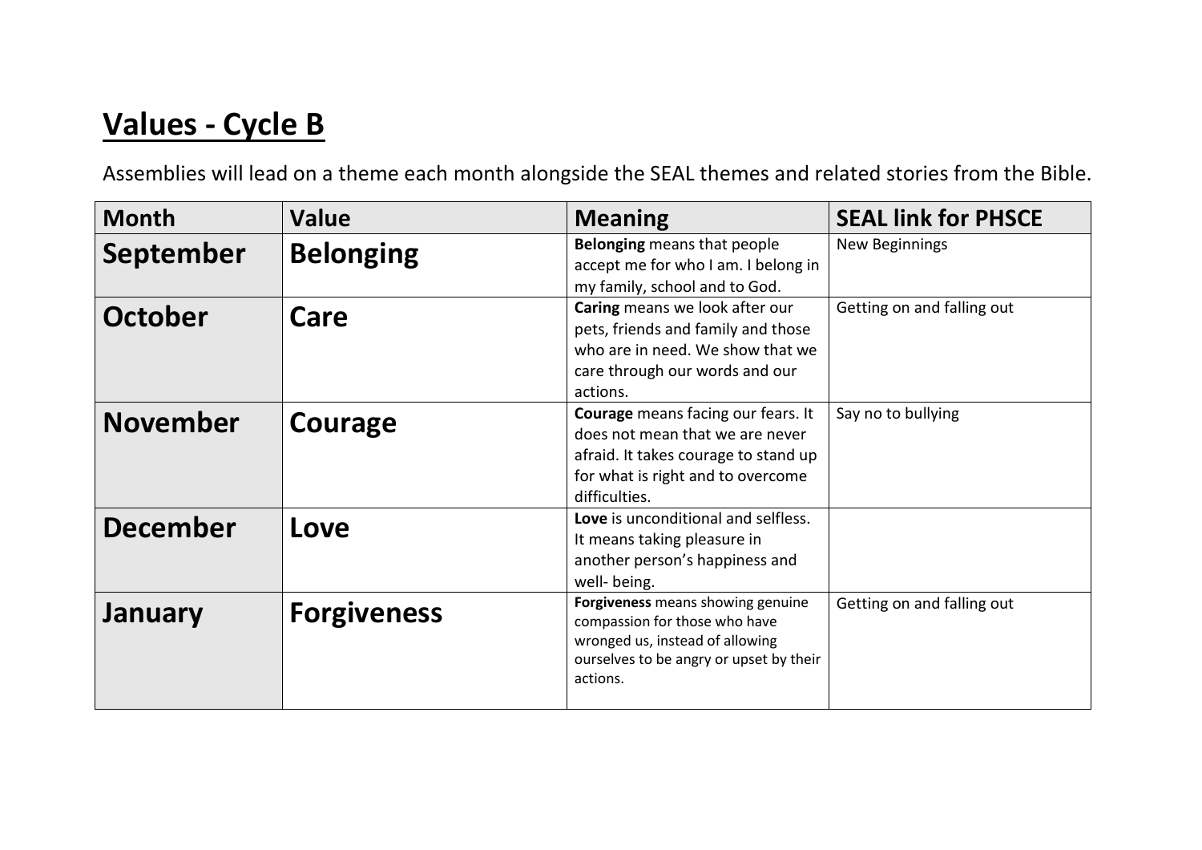# Values - Cycle B

Assemblies will lead on a theme each month alongside the SEAL themes and related stories from the Bible.

| Month | Value | Meaning | SEAL link for PHSCE |
|---|---|---|---|
| **September** | **Belonging** | **Belonging** means that people accept me for who I am. I belong in my family, school and to God. | New Beginnings |
| **October** | **Care** | **Caring** means we look after our pets, friends and family and those who are in need. We show that we care through our words and our actions. | Getting on and falling out |
| **November** | **Courage** | **Courage** means facing our fears. It does not mean that we are never afraid. It takes courage to stand up for what is right and to overcome difficulties. | Say no to bullying |
| **December** | **Love** | **Love** is unconditional and selfless. It means taking pleasure in another person's happiness and well- being. | |
| **January** | **Forgiveness** | **Forgiveness** means showing genuine compassion for those who have wronged us, instead of allowing ourselves to be angry or upset by their actions. | Getting on and falling out |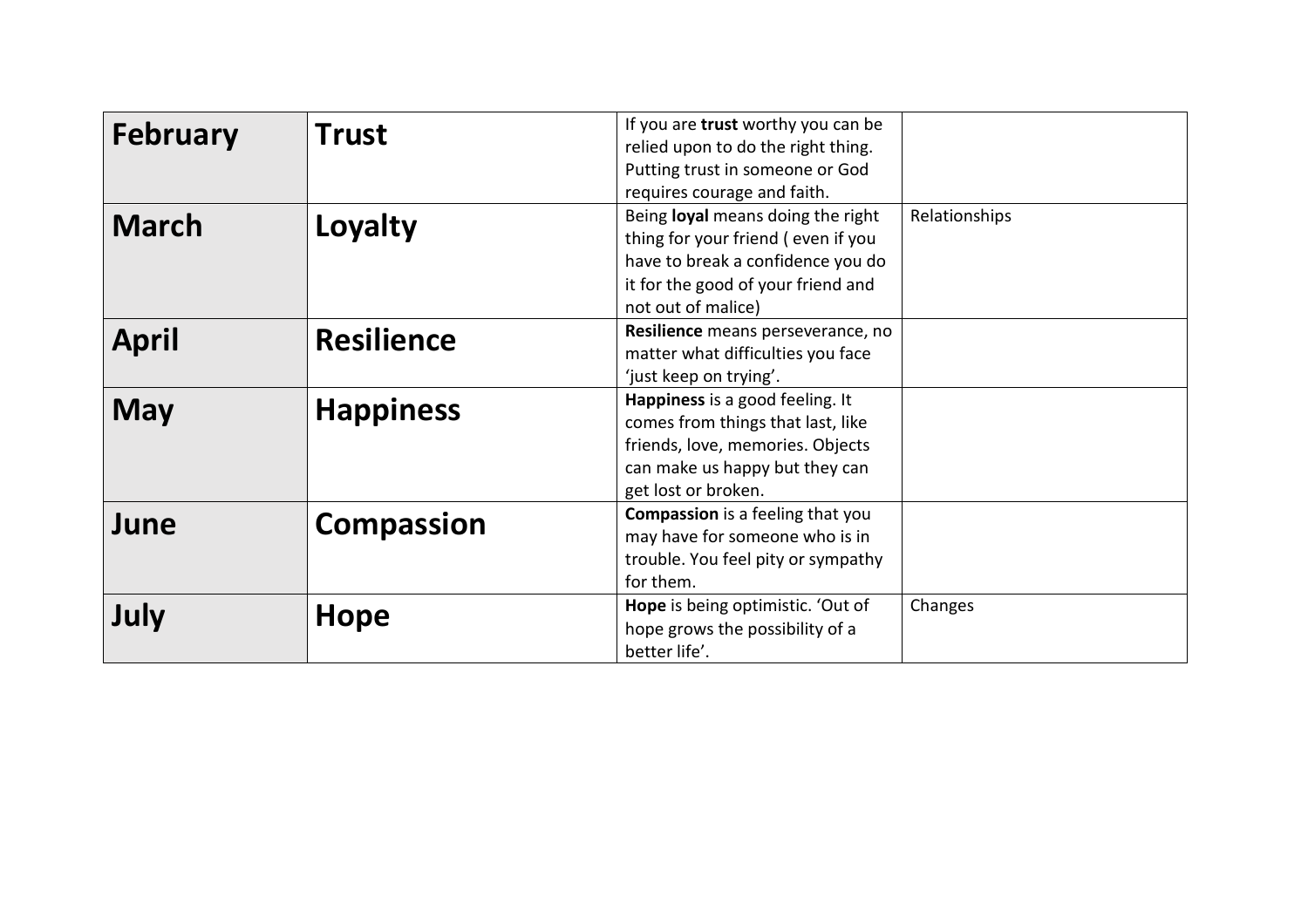| | | | |
|---|---|---|---|
| **February** | **Trust** | If you are **trust** worthy you can be relied upon to do the right thing. Putting trust in someone or God requires courage and faith. | |
| **March** | **Loyalty** | Being **loyal** means doing the right thing for your friend ( even if you have to break a confidence you do it for the good of your friend and not out of malice) | Relationships |
| **April** | **Resilience** | **Resilience** means perseverance, no matter what difficulties you face 'just keep on trying'. | |
| **May** | **Happiness** | **Happiness** is a good feeling. It comes from things that last, like friends, love, memories. Objects can make us happy but they can get lost or broken. | |
| **June** | **Compassion** | **Compassion** is a feeling that you may have for someone who is in trouble. You feel pity or sympathy for them. | |
| **July** | **Hope** | **Hope** is being optimistic. 'Out of hope grows the possibility of a better life'. | Changes |